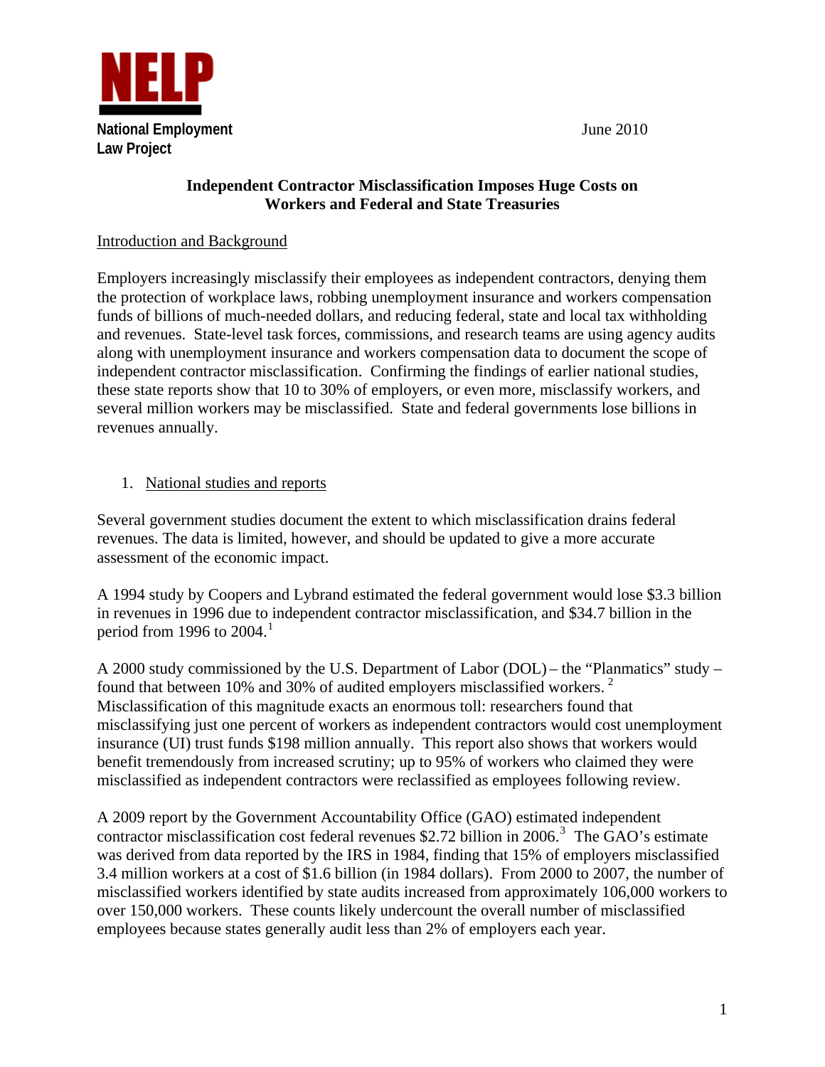**NELP**

**National Employment Law Project**

June 2010

## Independent Contractor Misclassification Imposes Huge Costs on Workers and Federal and State Treasuries

### Introduction and Background

Employers increasingly misclassify their employees as independent contractors, denying them the protection of workplace laws, robbing unemployment insurance and workers compensation funds of billions of much-needed dollars, and reducing federal, state and local tax withholding and revenues. State-level task forces, commissions, and research teams are using agency audits along with unemployment insurance and workers compensation data to document the scope of independent contractor misclassification. Confirming the findings of earlier national studies, these state reports show that 10 to 30% of employers, or even more, misclassify workers, and several million workers may be misclassified. State and federal governments lose billions in revenues annually.

### 1. National studies and reports

Several government studies document the extent to which misclassification drains federal revenues. The data is limited, however, and should be updated to give a more accurate assessment of the economic impact.

A 1994 study by Coopers and Lybrand estimated the federal government would lose $3.3 billion in revenues in 1996 due to independent contractor misclassification, and $34.7 billion in the period from 1996 to 2004.[1]

A 2000 study commissioned by the U.S. Department of Labor (DOL) – the "Planmatics" study – found that between 10% and 30% of audited employers misclassified workers.[2] Misclassification of this magnitude exacts an enormous toll: researchers found that misclassifying just one percent of workers as independent contractors would cost unemployment insurance (UI) trust funds $198 million annually. This report also shows that workers would benefit tremendously from increased scrutiny; up to 95% of workers who claimed they were misclassified as independent contractors were reclassified as employees following review.

A 2009 report by the Government Accountability Office (GAO) estimated independent contractor misclassification cost federal revenues $2.72 billion in 2006.[3] The GAO's estimate was derived from data reported by the IRS in 1984, finding that 15% of employers misclassified 3.4 million workers at a cost of $1.6 billion (in 1984 dollars). From 2000 to 2007, the number of misclassified workers identified by state audits increased from approximately 106,000 workers to over 150,000 workers. These counts likely undercount the overall number of misclassified employees because states generally audit less than 2% of employers each year.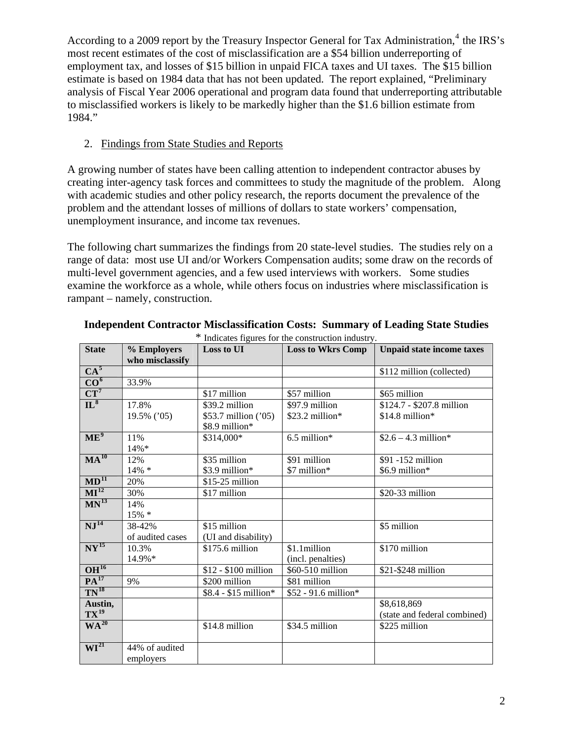According to a 2009 report by the Treasury Inspector General for Tax Administration,[4] the IRS's most recent estimates of the cost of misclassification are a $54 billion underreporting of employment tax, and losses of $15 billion in unpaid FICA taxes and UI taxes. The $15 billion estimate is based on 1984 data that has not been updated. The report explained, "Preliminary analysis of Fiscal Year 2006 operational and program data found that underreporting attributable to misclassified workers is likely to be markedly higher than the $1.6 billion estimate from 1984."

2. Findings from State Studies and Reports

A growing number of states have been calling attention to independent contractor abuses by creating inter-agency task forces and committees to study the magnitude of the problem. Along with academic studies and other policy research, the reports document the prevalence of the problem and the attendant losses of millions of dollars to state workers' compensation, unemployment insurance, and income tax revenues.

The following chart summarizes the findings from 20 state-level studies. The studies rely on a range of data: most use UI and/or Workers Compensation audits; some draw on the records of multi-level government agencies, and a few used interviews with workers. Some studies examine the workforce as a whole, while others focus on industries where misclassification is rampant – namely, construction.

**Independent Contractor Misclassification Costs: Summary of Leading State Studies**

* Indicates figures for the construction industry.

| State | % Employers who misclassify | Loss to UI | Loss to Wkrs Comp | Unpaid state income taxes |
|---|---|---|---|---|
| CA[5] | | | | $112 million (collected) |
| CO[6] | 33.9% | | | |
| CT[7] | | $17 million | $57 million | $65 million |
| IL[8] | 17.8%<br>19.5% ('05) | $39.2 million<br>$53.7 million ('05)<br>$8.9 million* | $97.9 million<br>$23.2 million* | $124.7 - $207.8 million<br>$14.8 million* |
| ME[9] | 11%<br>14%* | $314,000* | 6.5 million* | $2.6 – 4.3 million* |
| MA[10] | 12%<br>14% * | $35 million<br>$3.9 million* | $91 million<br>$7 million* | $91 -152 million<br>$6.9 million* |
| MD[11] | 20% | $15-25 million | | |
| MI[12] | 30% | $17 million | | $20-33 million |
| MN[13] | 14%<br>15% * | | | |
| NJ[14] | 38-42% of audited cases | $15 million (UI and disability) | | $5 million |
| NY[15] | 10.3%<br>14.9%* | $175.6 million | $1.1million (incl. penalties) | $170 million |
| OH[16] | | $12 - $100 million | $60-510 million | $21-$248 million |
| PA[17] | 9% | $200 million | $81 million | |
| TN[18] | | $8.4 - $15 million* | $52 - 91.6 million* | |
| Austin, TX[19] | | | | $8,618,869 (state and federal combined) |
| WA[20] | | $14.8 million | $34.5 million | $225 million |
| WI[21] | 44% of audited employers | | | |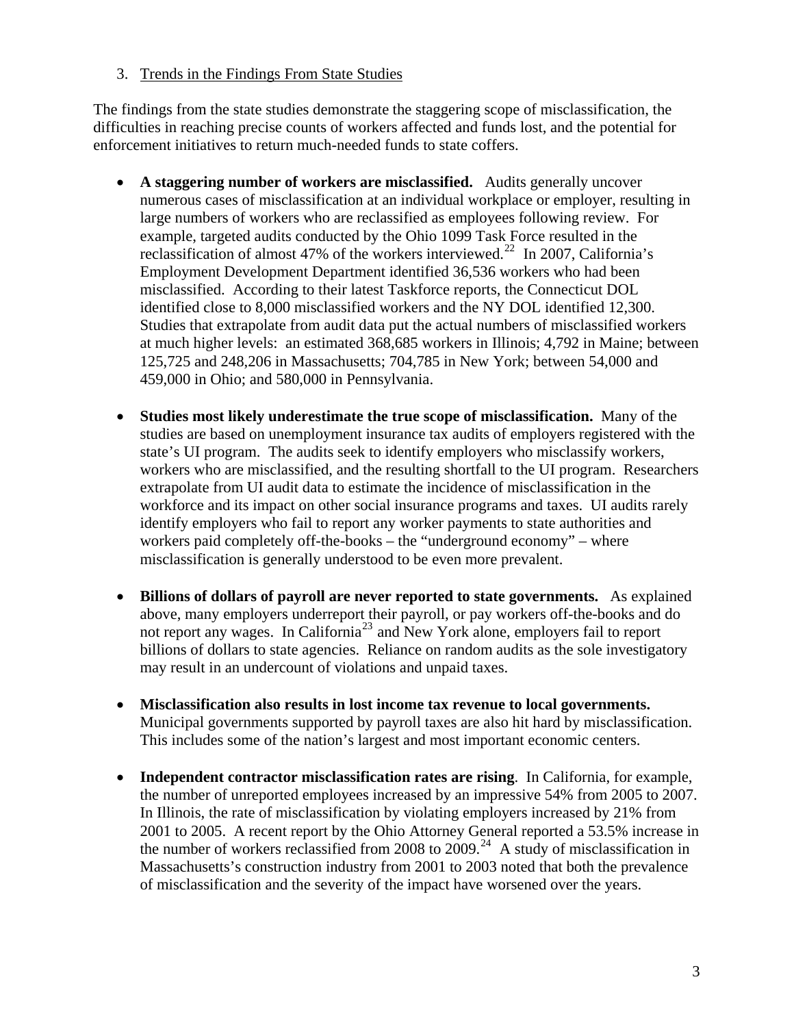3. Trends in the Findings From State Studies

The findings from the state studies demonstrate the staggering scope of misclassification, the difficulties in reaching precise counts of workers affected and funds lost, and the potential for enforcement initiatives to return much-needed funds to state coffers.

- **A staggering number of workers are misclassified.** Audits generally uncover numerous cases of misclassification at an individual workplace or employer, resulting in large numbers of workers who are reclassified as employees following review. For example, targeted audits conducted by the Ohio 1099 Task Force resulted in the reclassification of almost 47% of the workers interviewed.[22] In 2007, California's Employment Development Department identified 36,536 workers who had been misclassified. According to their latest Taskforce reports, the Connecticut DOL identified close to 8,000 misclassified workers and the NY DOL identified 12,300. Studies that extrapolate from audit data put the actual numbers of misclassified workers at much higher levels: an estimated 368,685 workers in Illinois; 4,792 in Maine; between 125,725 and 248,206 in Massachusetts; 704,785 in New York; between 54,000 and 459,000 in Ohio; and 580,000 in Pennsylvania.

- **Studies most likely underestimate the true scope of misclassification.** Many of the studies are based on unemployment insurance tax audits of employers registered with the state's UI program. The audits seek to identify employers who misclassify workers, workers who are misclassified, and the resulting shortfall to the UI program. Researchers extrapolate from UI audit data to estimate the incidence of misclassification in the workforce and its impact on other social insurance programs and taxes. UI audits rarely identify employers who fail to report any worker payments to state authorities and workers paid completely off-the-books – the "underground economy" – where misclassification is generally understood to be even more prevalent.

- **Billions of dollars of payroll are never reported to state governments.** As explained above, many employers underreport their payroll, or pay workers off-the-books and do not report any wages. In California[23] and New York alone, employers fail to report billions of dollars to state agencies. Reliance on random audits as the sole investigatory may result in an undercount of violations and unpaid taxes.

- **Misclassification also results in lost income tax revenue to local governments.** Municipal governments supported by payroll taxes are also hit hard by misclassification. This includes some of the nation's largest and most important economic centers.

- **Independent contractor misclassification rates are rising**. In California, for example, the number of unreported employees increased by an impressive 54% from 2005 to 2007. In Illinois, the rate of misclassification by violating employers increased by 21% from 2001 to 2005. A recent report by the Ohio Attorney General reported a 53.5% increase in the number of workers reclassified from 2008 to 2009.[24] A study of misclassification in Massachusetts's construction industry from 2001 to 2003 noted that both the prevalence of misclassification and the severity of the impact have worsened over the years.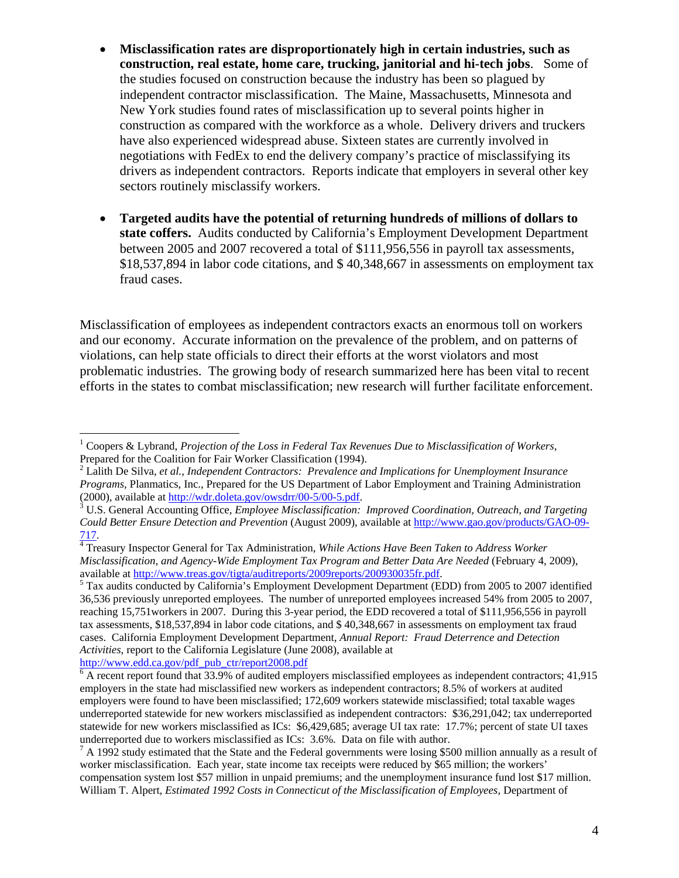- **Misclassification rates are disproportionately high in certain industries, such as construction, real estate, home care, trucking, janitorial and hi-tech jobs**. Some of the studies focused on construction because the industry has been so plagued by independent contractor misclassification. The Maine, Massachusetts, Minnesota and New York studies found rates of misclassification up to several points higher in construction as compared with the workforce as a whole. Delivery drivers and truckers have also experienced widespread abuse. Sixteen states are currently involved in negotiations with FedEx to end the delivery company's practice of misclassifying its drivers as independent contractors. Reports indicate that employers in several other key sectors routinely misclassify workers.

- **Targeted audits have the potential of returning hundreds of millions of dollars to state coffers.** Audits conducted by California's Employment Development Department between 2005 and 2007 recovered a total of $111,956,556 in payroll tax assessments, $18,537,894 in labor code citations, and $ 40,348,667 in assessments on employment tax fraud cases.

Misclassification of employees as independent contractors exacts an enormous toll on workers and our economy. Accurate information on the prevalence of the problem, and on patterns of violations, can help state officials to direct their efforts at the worst violators and most problematic industries. The growing body of research summarized here has been vital to recent efforts in the states to combat misclassification; new research will further facilitate enforcement.

---

[1] Coopers & Lybrand, *Projection of the Loss in Federal Tax Revenues Due to Misclassification of Workers*, Prepared for the Coalition for Fair Worker Classification (1994).

[2] Lalith De Silva, *et al.*, *Independent Contractors: Prevalence and Implications for Unemployment Insurance Programs*, Planmatics, Inc., Prepared for the US Department of Labor Employment and Training Administration (2000), available at http://wdr.doleta.gov/owsdrr/00-5/00-5.pdf.

[3] U.S. General Accounting Office, *Employee Misclassification: Improved Coordination, Outreach, and Targeting Could Better Ensure Detection and Prevention* (August 2009), available at http://www.gao.gov/products/GAO-09-717.

[4] Treasury Inspector General for Tax Administration, *While Actions Have Been Taken to Address Worker Misclassification, and Agency-Wide Employment Tax Program and Better Data Are Needed* (February 4, 2009), available at http://www.treas.gov/tigta/auditreports/2009reports/200930035fr.pdf.

[5] Tax audits conducted by California's Employment Development Department (EDD) from 2005 to 2007 identified 36,536 previously unreported employees. The number of unreported employees increased 54% from 2005 to 2007, reaching 15,751workers in 2007. During this 3-year period, the EDD recovered a total of $111,956,556 in payroll tax assessments, $18,537,894 in labor code citations, and $ 40,348,667 in assessments on employment tax fraud cases. California Employment Development Department, *Annual Report: Fraud Deterrence and Detection Activities*, report to the California Legislature (June 2008), available at http://www.edd.ca.gov/pdf_pub_ctr/report2008.pdf

[6] A recent report found that 33.9% of audited employers misclassified employees as independent contractors; 41,915 employers in the state had misclassified new workers as independent contractors; 8.5% of workers at audited employers were found to have been misclassified; 172,609 workers statewide misclassified; total taxable wages underreported statewide for new workers misclassified as independent contractors: $36,291,042; tax underreported statewide for new workers misclassified as ICs: $6,429,685; average UI tax rate: 17.7%; percent of state UI taxes underreported due to workers misclassified as ICs: 3.6%. Data on file with author.

[7] A 1992 study estimated that the State and the Federal governments were losing $500 million annually as a result of worker misclassification. Each year, state income tax receipts were reduced by $65 million; the workers' compensation system lost $57 million in unpaid premiums; and the unemployment insurance fund lost $17 million. William T. Alpert, *Estimated 1992 Costs in Connecticut of the Misclassification of Employees*, Department of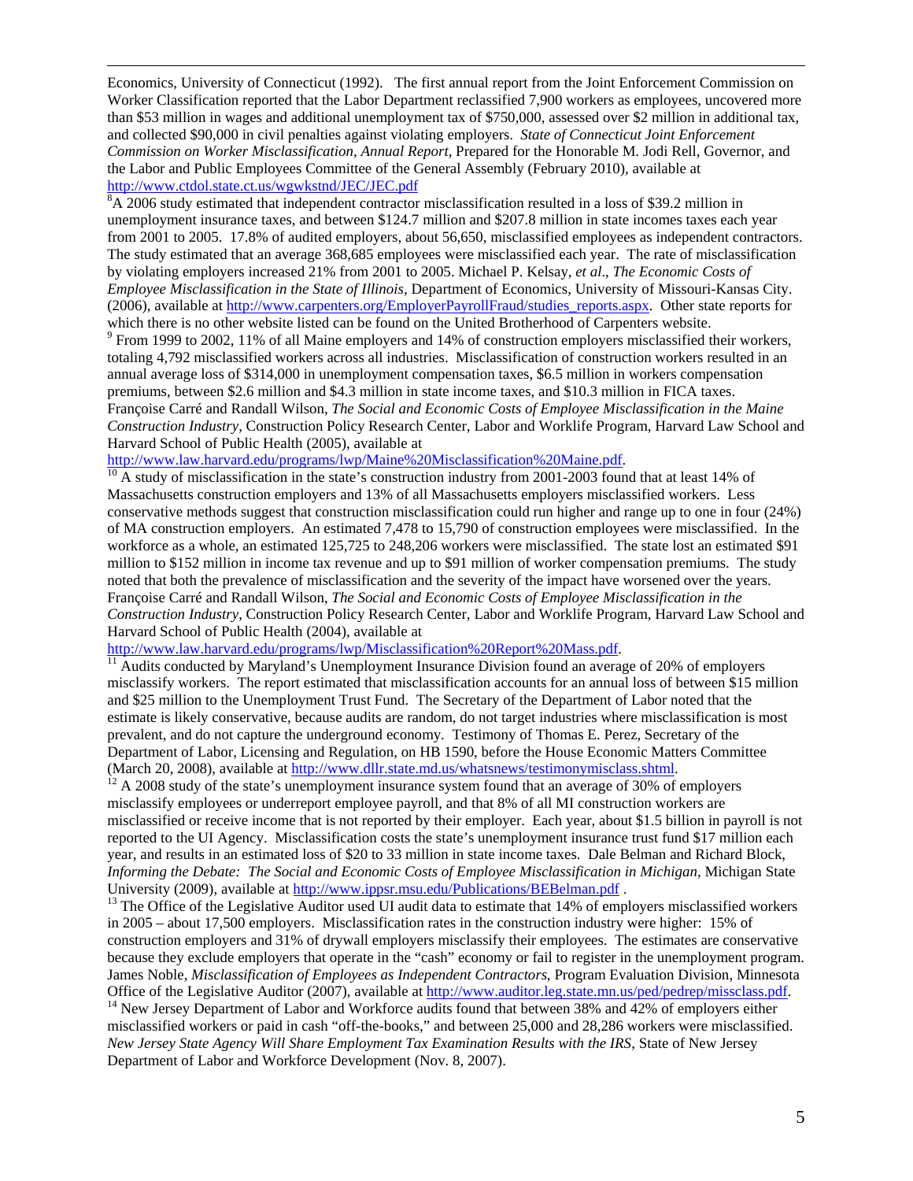Economics, University of Connecticut (1992). The first annual report from the Joint Enforcement Commission on Worker Classification reported that the Labor Department reclassified 7,900 workers as employees, uncovered more than $53 million in wages and additional unemployment tax of $750,000, assessed over $2 million in additional tax, and collected $90,000 in civil penalties against violating employers. *State of Connecticut Joint Enforcement Commission on Worker Misclassification, Annual Report*, Prepared for the Honorable M. Jodi Rell, Governor, and the Labor and Public Employees Committee of the General Assembly (February 2010), available at http://www.ctdol.state.ct.us/wgwkstnd/JEC/JEC.pdf

[8] A 2006 study estimated that independent contractor misclassification resulted in a loss of $39.2 million in unemployment insurance taxes, and between $124.7 million and $207.8 million in state incomes taxes each year from 2001 to 2005. 17.8% of audited employers, about 56,650, misclassified employees as independent contractors. The study estimated that an average 368,685 employees were misclassified each year. The rate of misclassification by violating employers increased 21% from 2001 to 2005. Michael P. Kelsay, *et al.*, *The Economic Costs of Employee Misclassification in the State of Illinois*, Department of Economics, University of Missouri-Kansas City. (2006), available at http://www.carpenters.org/EmployerPayrollFraud/studies_reports.aspx. Other state reports for which there is no other website listed can be found on the United Brotherhood of Carpenters website.

[9] From 1999 to 2002, 11% of all Maine employers and 14% of construction employers misclassified their workers, totaling 4,792 misclassified workers across all industries. Misclassification of construction workers resulted in an annual average loss of $314,000 in unemployment compensation taxes, $6.5 million in workers compensation premiums, between $2.6 million and $4.3 million in state income taxes, and $10.3 million in FICA taxes. Françoise Carré and Randall Wilson, *The Social and Economic Costs of Employee Misclassification in the Maine Construction Industry*, Construction Policy Research Center, Labor and Worklife Program, Harvard Law School and Harvard School of Public Health (2005), available at http://www.law.harvard.edu/programs/lwp/Maine%20Misclassification%20Maine.pdf.

[10] A study of misclassification in the state's construction industry from 2001-2003 found that at least 14% of Massachusetts construction employers and 13% of all Massachusetts employers misclassified workers. Less conservative methods suggest that construction misclassification could run higher and range up to one in four (24%) of MA construction employers. An estimated 7,478 to 15,790 of construction employees were misclassified. In the workforce as a whole, an estimated 125,725 to 248,206 workers were misclassified. The state lost an estimated $91 million to $152 million in income tax revenue and up to $91 million of worker compensation premiums. The study noted that both the prevalence of misclassification and the severity of the impact have worsened over the years. Françoise Carré and Randall Wilson, *The Social and Economic Costs of Employee Misclassification in the Construction Industry*, Construction Policy Research Center, Labor and Worklife Program, Harvard Law School and Harvard School of Public Health (2004), available at http://www.law.harvard.edu/programs/lwp/Misclassification%20Report%20Mass.pdf.

[11] Audits conducted by Maryland's Unemployment Insurance Division found an average of 20% of employers misclassify workers. The report estimated that misclassification accounts for an annual loss of between $15 million and $25 million to the Unemployment Trust Fund. The Secretary of the Department of Labor noted that the estimate is likely conservative, because audits are random, do not target industries where misclassification is most prevalent, and do not capture the underground economy. Testimony of Thomas E. Perez, Secretary of the Department of Labor, Licensing and Regulation, on HB 1590, before the House Economic Matters Committee (March 20, 2008), available at http://www.dllr.state.md.us/whatsnews/testimonymisclass.shtml.

[12] A 2008 study of the state's unemployment insurance system found that an average of 30% of employers misclassify employees or underreport employee payroll, and that 8% of all MI construction workers are misclassified or receive income that is not reported by their employer. Each year, about $1.5 billion in payroll is not reported to the UI Agency. Misclassification costs the state's unemployment insurance trust fund $17 million each year, and results in an estimated loss of $20 to 33 million in state income taxes. Dale Belman and Richard Block, *Informing the Debate: The Social and Economic Costs of Employee Misclassification in Michigan*, Michigan State University (2009), available at http://www.ippsr.msu.edu/Publications/BEBelman.pdf .

[13] The Office of the Legislative Auditor used UI audit data to estimate that 14% of employers misclassified workers in 2005 – about 17,500 employers. Misclassification rates in the construction industry were higher: 15% of construction employers and 31% of drywall employers misclassify their employees. The estimates are conservative because they exclude employers that operate in the "cash" economy or fail to register in the unemployment program. James Noble, *Misclassification of Employees as Independent Contractors*, Program Evaluation Division, Minnesota Office of the Legislative Auditor (2007), available at http://www.auditor.leg.state.mn.us/ped/pedrep/missclass.pdf.

[14] New Jersey Department of Labor and Workforce audits found that between 38% and 42% of employers either misclassified workers or paid in cash "off-the-books," and between 25,000 and 28,286 workers were misclassified. *New Jersey State Agency Will Share Employment Tax Examination Results with the IRS*, State of New Jersey Department of Labor and Workforce Development (Nov. 8, 2007).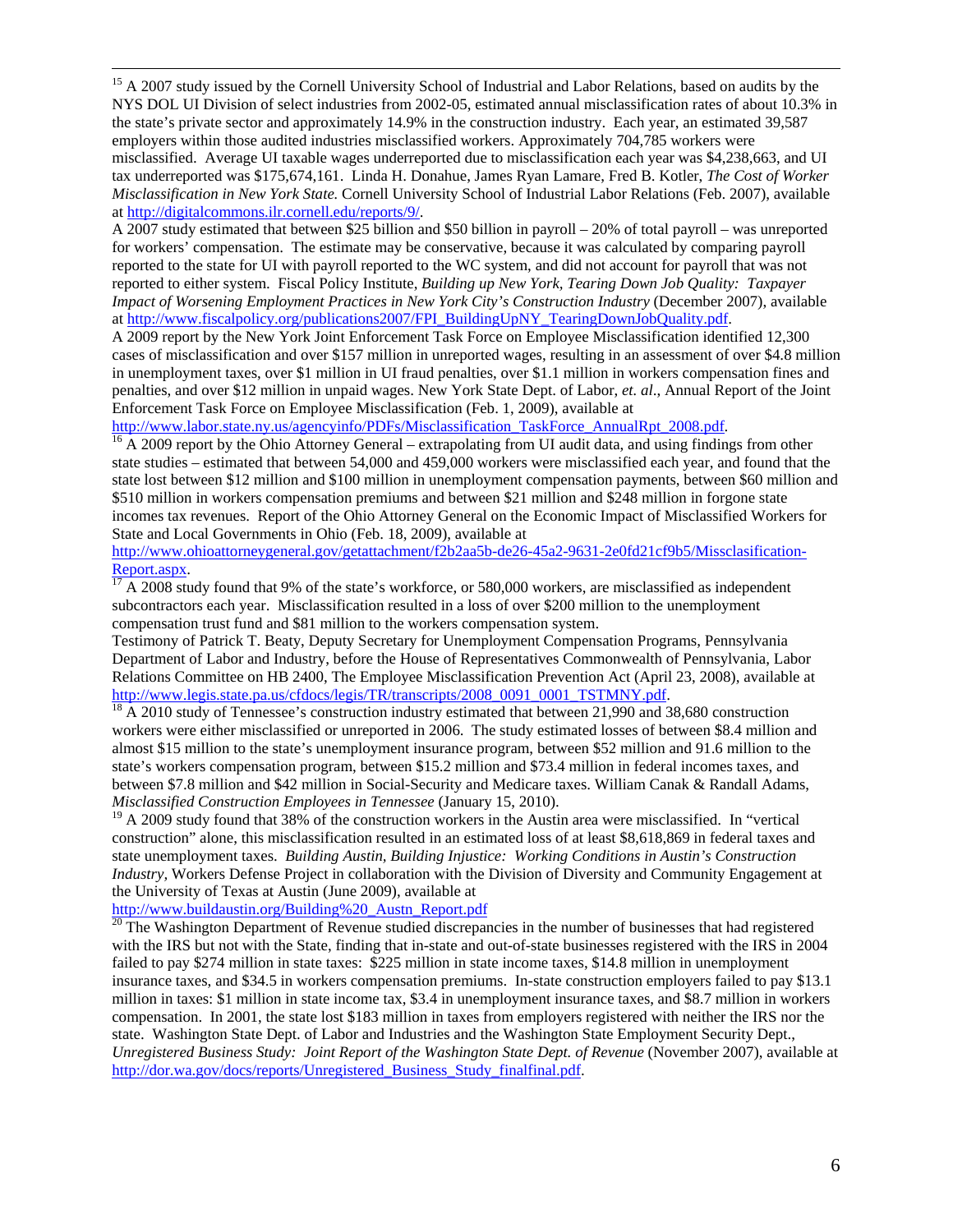[15] A 2007 study issued by the Cornell University School of Industrial and Labor Relations, based on audits by the NYS DOL UI Division of select industries from 2002-05, estimated annual misclassification rates of about 10.3% in the state's private sector and approximately 14.9% in the construction industry. Each year, an estimated 39,587 employers within those audited industries misclassified workers. Approximately 704,785 workers were misclassified. Average UI taxable wages underreported due to misclassification each year was $4,238,663, and UI tax underreported was $175,674,161. Linda H. Donahue, James Ryan Lamare, Fred B. Kotler, *The Cost of Worker Misclassification in New York State.* Cornell University School of Industrial Labor Relations (Feb. 2007), available at http://digitalcommons.ilr.cornell.edu/reports/9/.

A 2007 study estimated that between $25 billion and $50 billion in payroll – 20% of total payroll – was unreported for workers' compensation. The estimate may be conservative, because it was calculated by comparing payroll reported to the state for UI with payroll reported to the WC system, and did not account for payroll that was not reported to either system. Fiscal Policy Institute, *Building up New York, Tearing Down Job Quality: Taxpayer Impact of Worsening Employment Practices in New York City's Construction Industry* (December 2007), available at http://www.fiscalpolicy.org/publications2007/FPI_BuildingUpNY_TearingDownJobQuality.pdf.

A 2009 report by the New York Joint Enforcement Task Force on Employee Misclassification identified 12,300 cases of misclassification and over $157 million in unreported wages, resulting in an assessment of over $4.8 million in unemployment taxes, over $1 million in UI fraud penalties, over $1.1 million in workers compensation fines and penalties, and over $12 million in unpaid wages. New York State Dept. of Labor, *et. al*., Annual Report of the Joint Enforcement Task Force on Employee Misclassification (Feb. 1, 2009), available at http://www.labor.state.ny.us/agencyinfo/PDFs/Misclassification_TaskForce_AnnualRpt_2008.pdf.

[16] A 2009 report by the Ohio Attorney General – extrapolating from UI audit data, and using findings from other state studies – estimated that between 54,000 and 459,000 workers were misclassified each year, and found that the state lost between $12 million and $100 million in unemployment compensation payments, between $60 million and $510 million in workers compensation premiums and between $21 million and $248 million in forgone state incomes tax revenues. Report of the Ohio Attorney General on the Economic Impact of Misclassified Workers for State and Local Governments in Ohio (Feb. 18, 2009), available at http://www.ohioattorneygeneral.gov/getattachment/f2b2aa5b-de26-45a2-9631-2e0fd21cf9b5/Missclasification-Report.aspx.

[17] A 2008 study found that 9% of the state's workforce, or 580,000 workers, are misclassified as independent subcontractors each year. Misclassification resulted in a loss of over $200 million to the unemployment compensation trust fund and $81 million to the workers compensation system.

Testimony of Patrick T. Beaty, Deputy Secretary for Unemployment Compensation Programs, Pennsylvania Department of Labor and Industry, before the House of Representatives Commonwealth of Pennsylvania, Labor Relations Committee on HB 2400, The Employee Misclassification Prevention Act (April 23, 2008), available at http://www.legis.state.pa.us/cfdocs/legis/TR/transcripts/2008_0091_0001_TSTMNY.pdf.

[18] A 2010 study of Tennessee's construction industry estimated that between 21,990 and 38,680 construction workers were either misclassified or unreported in 2006. The study estimated losses of between $8.4 million and almost $15 million to the state's unemployment insurance program, between $52 million and 91.6 million to the state's workers compensation program, between $15.2 million and $73.4 million in federal incomes taxes, and between $7.8 million and $42 million in Social-Security and Medicare taxes. William Canak & Randall Adams, *Misclassified Construction Employees in Tennessee* (January 15, 2010).

[19] A 2009 study found that 38% of the construction workers in the Austin area were misclassified. In "vertical construction" alone, this misclassification resulted in an estimated loss of at least $8,618,869 in federal taxes and state unemployment taxes. *Building Austin, Building Injustice: Working Conditions in Austin's Construction Industry,* Workers Defense Project in collaboration with the Division of Diversity and Community Engagement at the University of Texas at Austin (June 2009), available at http://www.buildaustin.org/Building%20_Austn_Report.pdf

[20] The Washington Department of Revenue studied discrepancies in the number of businesses that had registered with the IRS but not with the State, finding that in-state and out-of-state businesses registered with the IRS in 2004 failed to pay $274 million in state taxes: $225 million in state income taxes, $14.8 million in unemployment insurance taxes, and $34.5 in workers compensation premiums. In-state construction employers failed to pay $13.1 million in taxes: $1 million in state income tax, $3.4 in unemployment insurance taxes, and $8.7 million in workers compensation. In 2001, the state lost $183 million in taxes from employers registered with neither the IRS nor the state. Washington State Dept. of Labor and Industries and the Washington State Employment Security Dept., *Unregistered Business Study: Joint Report of the Washington State Dept. of Revenue* (November 2007), available at http://dor.wa.gov/docs/reports/Unregistered_Business_Study_finalfinal.pdf.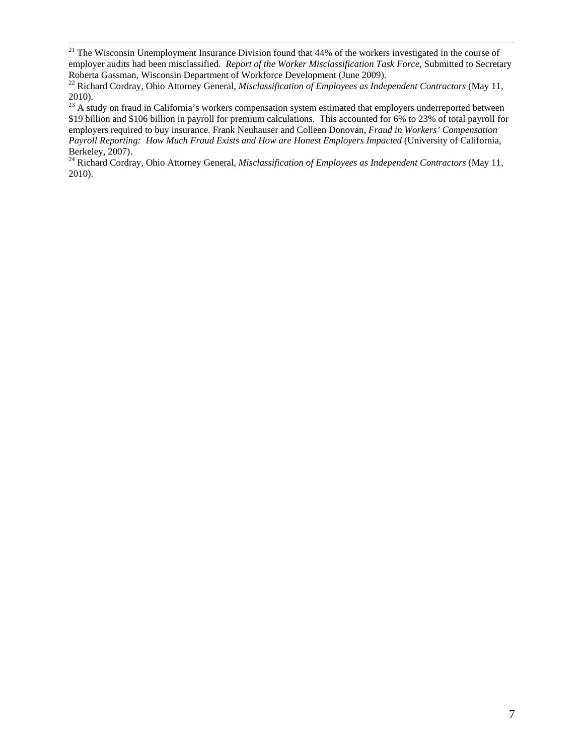[21] The Wisconsin Unemployment Insurance Division found that 44% of the workers investigated in the course of employer audits had been misclassified. *Report of the Worker Misclassification Task Force*, Submitted to Secretary Roberta Gassman, Wisconsin Department of Workforce Development (June 2009).

[22] Richard Cordray, Ohio Attorney General, *Misclassification of Employees as Independent Contractors* (May 11, 2010).

[23] A study on fraud in California's workers compensation system estimated that employers underreported between $19 billion and $106 billion in payroll for premium calculations. This accounted for 6% to 23% of total payroll for employers required to buy insurance. Frank Neuhauser and Colleen Donovan, *Fraud in Workers' Compensation Payroll Reporting: How Much Fraud Exists and How are Honest Employers Impacted* (University of California, Berkeley, 2007).

[24] Richard Cordray, Ohio Attorney General, *Misclassification of Employees as Independent Contractors* (May 11, 2010).